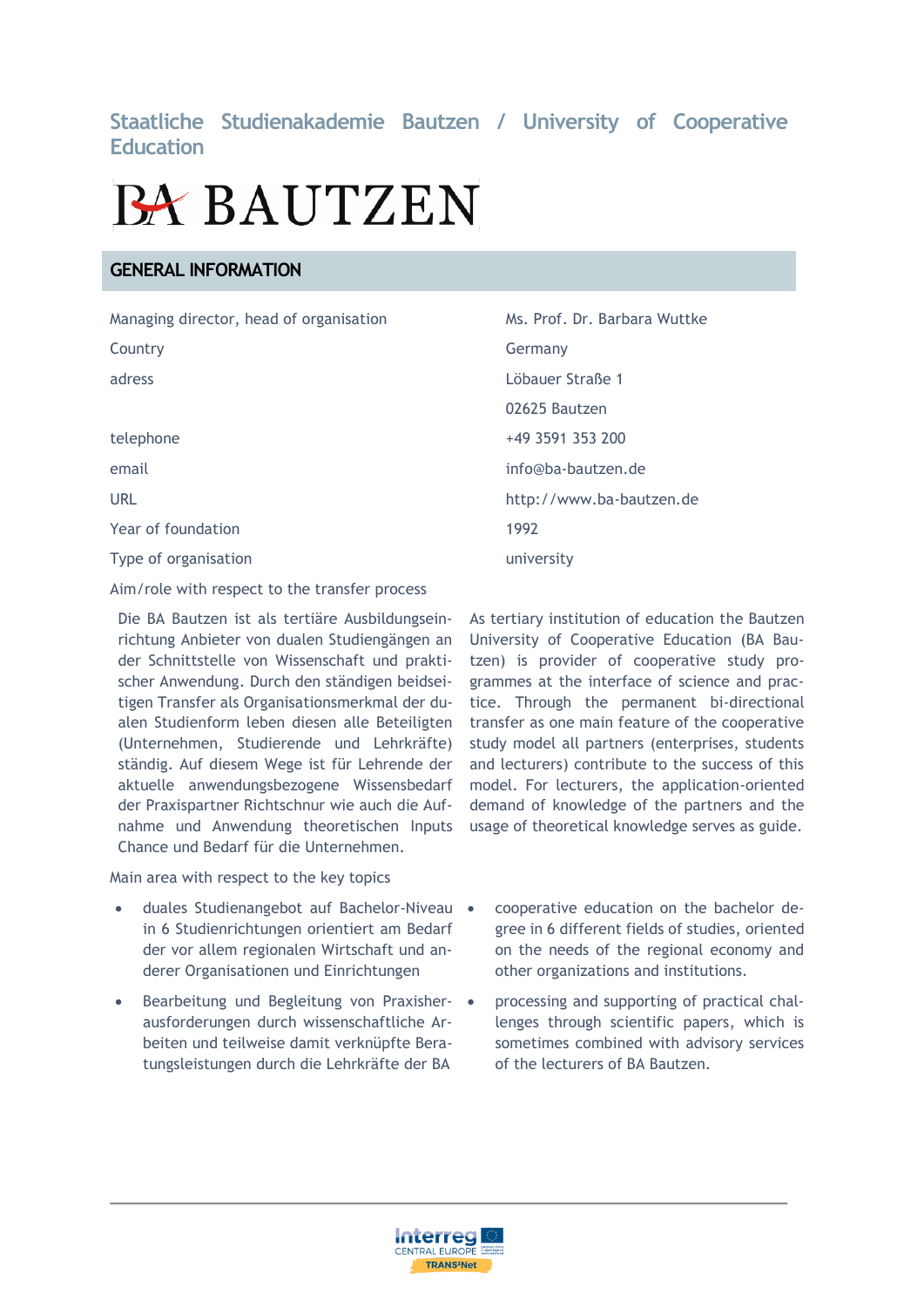# Staatliche Studienakademie Bautzen / University of Cooperative Education

BA BAUTZEN

## GENERAL INFORMATION

| | |
|---|---|
| Managing director, head of organisation | Ms. Prof. Dr. Barbara Wuttke |
| Country | Germany |
| adress | Löbauer Straße 1 |
| | 02625 Bautzen |
| telephone | +49 3591 353 200 |
| email | info@ba-bautzen.de |
| URL | http://www.ba-bautzen.de |
| Year of foundation | 1992 |
| Type of organisation | university |

Aim/role with respect to the transfer process

Die BA Bautzen ist als tertiäre Ausbildungseinrichtung Anbieter von dualen Studiengängen an der Schnittstelle von Wissenschaft und praktischer Anwendung. Durch den ständigen beidseitigen Transfer als Organisationsmerkmal der dualen Studienform leben diesen alle Beteiligten (Unternehmen, Studierende und Lehrkräfte) ständig. Auf diesem Wege ist für Lehrende der aktuelle anwendungsbezogene Wissensbedarf der Praxispartner Richtschnur wie auch die Aufnahme und Anwendung theoretischen Inputs Chance und Bedarf für die Unternehmen.

As tertiary institution of education the Bautzen University of Cooperative Education (BA Bautzen) is provider of cooperative study programmes at the interface of science and practice. Through the permanent bi-directional transfer as one main feature of the cooperative study model all partners (enterprises, students and lecturers) contribute to the success of this model. For lecturers, the application-oriented demand of knowledge of the partners and the usage of theoretical knowledge serves as guide.

Main area with respect to the key topics

- duales Studienangebot auf Bachelor-Niveau in 6 Studienrichtungen orientiert am Bedarf der vor allem regionalen Wirtschaft und anderer Organisationen und Einrichtungen
- Bearbeitung und Begleitung von Praxisherausforderungen durch wissenschaftliche Arbeiten und teilweise damit verknüpfte Beratungsleistungen durch die Lehrkräfte der BA

- cooperative education on the bachelor degree in 6 different fields of studies, oriented on the needs of the regional economy and other organizations and institutions.
- processing and supporting of practical challenges through scientific papers, which is sometimes combined with advisory services of the lecturers of BA Bautzen.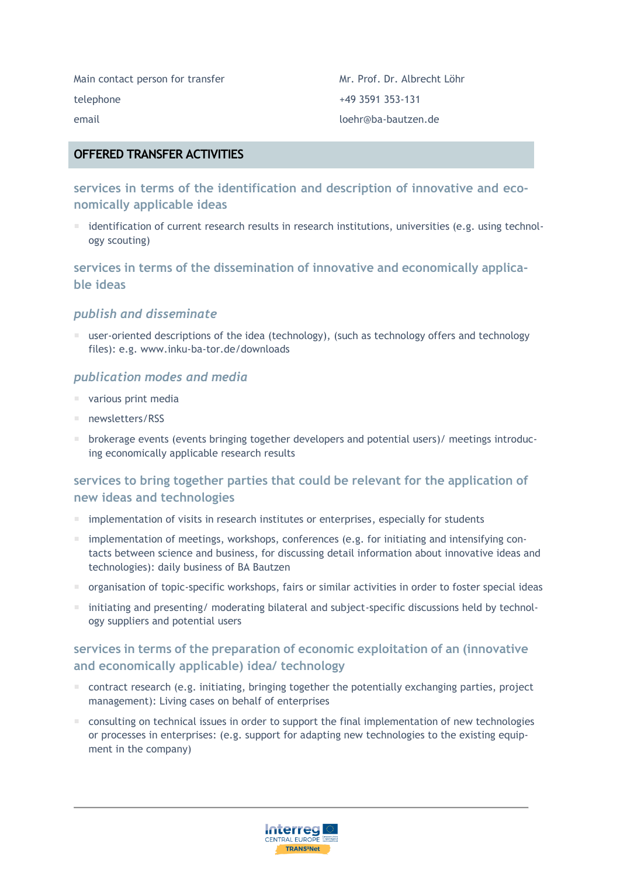| | |
|---|---|
| Main contact person for transfer | Mr. Prof. Dr. Albrecht Löhr |
| telephone | +49 3591 353-131 |
| email | loehr@ba-bautzen.de |

## OFFERED TRANSFER ACTIVITIES

### services in terms of the identification and description of innovative and economically applicable ideas

- identification of current research results in research institutions, universities (e.g. using technology scouting)

### services in terms of the dissemination of innovative and economically applicable ideas

#### *publish and disseminate*

- user-oriented descriptions of the idea (technology), (such as technology offers and technology files): e.g. www.inku-ba-tor.de/downloads

#### *publication modes and media*

- various print media
- newsletters/RSS
- brokerage events (events bringing together developers and potential users)/ meetings introducing economically applicable research results

### services to bring together parties that could be relevant for the application of new ideas and technologies

- implementation of visits in research institutes or enterprises, especially for students
- implementation of meetings, workshops, conferences (e.g. for initiating and intensifying contacts between science and business, for discussing detail information about innovative ideas and technologies): daily business of BA Bautzen
- organisation of topic-specific workshops, fairs or similar activities in order to foster special ideas
- initiating and presenting/ moderating bilateral and subject-specific discussions held by technology suppliers and potential users

### services in terms of the preparation of economic exploitation of an (innovative and economically applicable) idea/ technology

- contract research (e.g. initiating, bringing together the potentially exchanging parties, project management): Living cases on behalf of enterprises
- consulting on technical issues in order to support the final implementation of new technologies or processes in enterprises: (e.g. support for adapting new technologies to the existing equipment in the company)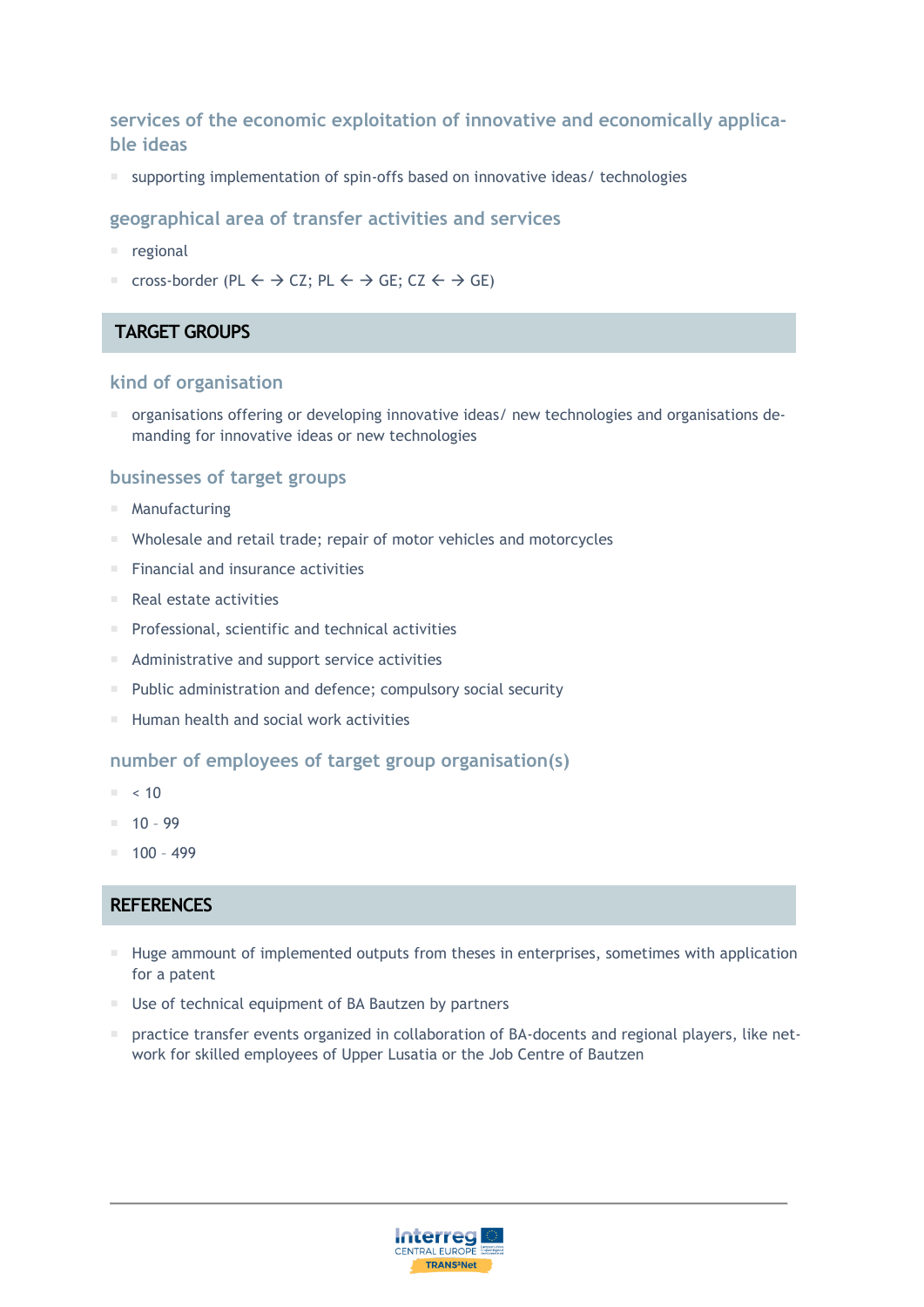### services of the economic exploitation of innovative and economically applicable ideas

- supporting implementation of spin-offs based on innovative ideas/ technologies

### geographical area of transfer activities and services

- regional
- cross-border (PL ← → CZ; PL ← → GE; CZ ← → GE)

## TARGET GROUPS

### kind of organisation

- organisations offering or developing innovative ideas/ new technologies and organisations demanding for innovative ideas or new technologies

### businesses of target groups

- Manufacturing
- Wholesale and retail trade; repair of motor vehicles and motorcycles
- Financial and insurance activities
- Real estate activities
- Professional, scientific and technical activities
- Administrative and support service activities
- Public administration and defence; compulsory social security
- Human health and social work activities

### number of employees of target group organisation(s)

- < 10
- 10 – 99
- 100 – 499

## REFERENCES

- Huge ammount of implemented outputs from theses in enterprises, sometimes with application for a patent
- Use of technical equipment of BA Bautzen by partners
- practice transfer events organized in collaboration of BA-docents and regional players, like network for skilled employees of Upper Lusatia or the Job Centre of Bautzen